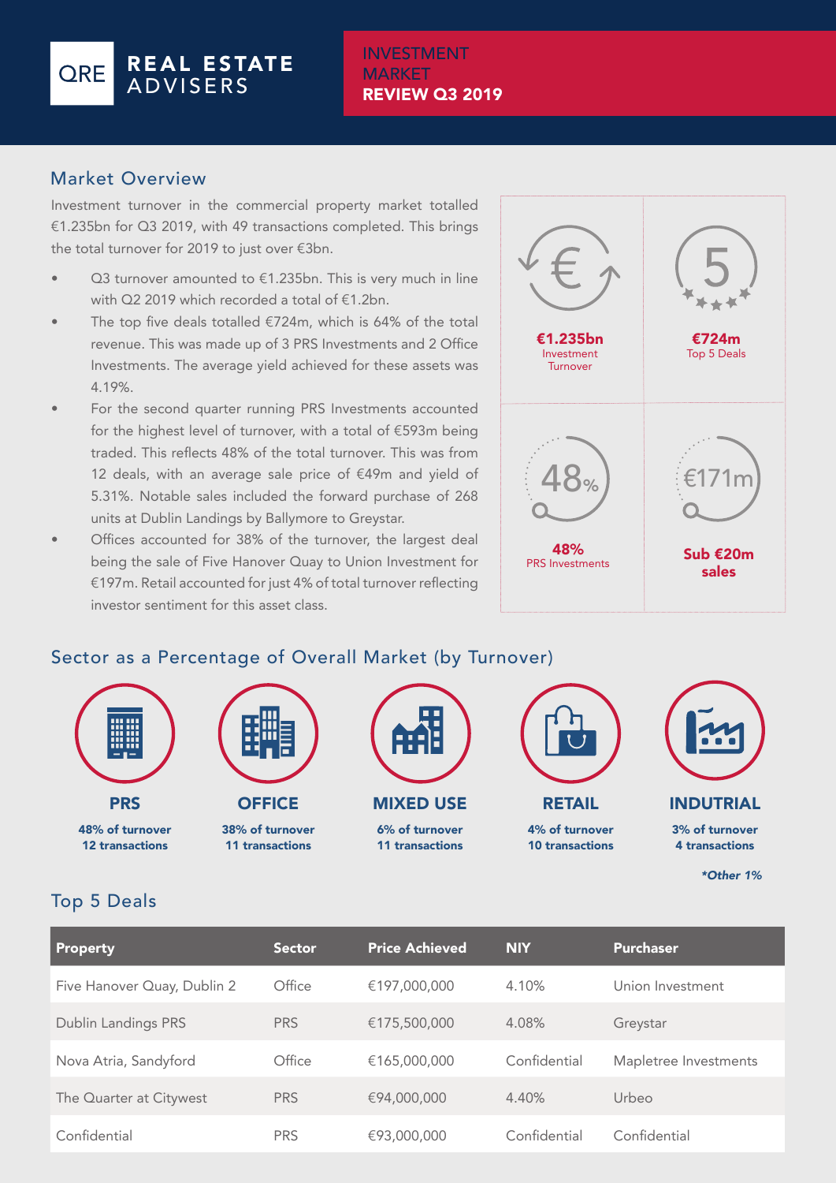QRE REAL ESTATE ADVISERS

# INVESTMENT MARKET REVIEW Q3 2019

## Market Overview

Investment turnover in the commercial property market totalled €1.235bn for Q3 2019, with 49 transactions completed. This brings the total turnover for 2019 to just over €3bn.

- Q3 turnover amounted to €1.235bn. This is very much in line with Q2 2019 which recorded a total of €1.2bn.
- The top five deals totalled €724m, which is 64% of the total revenue. This was made up of 3 PRS Investments and 2 Office Investments. The average yield achieved for these assets was 4.19%.
- For the second quarter running PRS Investments accounted for the highest level of turnover, with a total of €593m being traded. This reflects 48% of the total turnover. This was from 12 deals, with an average sale price of €49m and yield of 5.31%. Notable sales included the forward purchase of 268 units at Dublin Landings by Ballymore to Greystar.
- Offices accounted for 38% of the turnover, the largest deal being the sale of Five Hanover Quay to Union Investment for €197m. Retail accounted for just 4% of total turnover reflecting investor sentiment for this asset class.

**€1.235bn** Investment Turnover

**€724m** Top 5 Deals

**48%** PRS Investments

**€171m** Sub €20m sales

## Sector as a Percentage of Overall Market (by Turnover)

**PRS**
**48% of turnover**
**12 transactions**

**OFFICE**
**38% of turnover**
**11 transactions**

**MIXED USE**
**6% of turnover**
**11 transactions**

**RETAIL**
**4% of turnover**
**10 transactions**

**INDUTRIAL**
**3% of turnover**
**4 transactions**

***Other 1%***

## Top 5 Deals

| Property | Sector | Price Achieved | NIY | Purchaser |
|---|---|---|---|---|
| Five Hanover Quay, Dublin 2 | Office | €197,000,000 | 4.10% | Union Investment |
| Dublin Landings PRS | PRS | €175,500,000 | 4.08% | Greystar |
| Nova Atria, Sandyford | Office | €165,000,000 | Confidential | Mapletree Investments |
| The Quarter at Citywest | PRS | €94,000,000 | 4.40% | Urbeo |
| Confidential | PRS | €93,000,000 | Confidential | Confidential |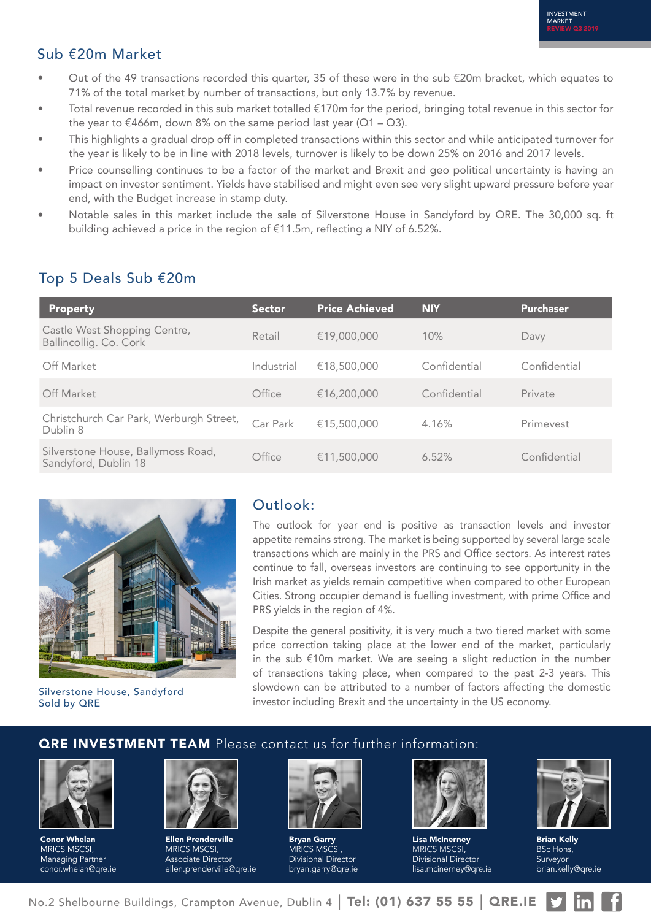## Sub €20m Market

- Out of the 49 transactions recorded this quarter, 35 of these were in the sub €20m bracket, which equates to 71% of the total market by number of transactions, but only 13.7% by revenue.
- Total revenue recorded in this sub market totalled €170m for the period, bringing total revenue in this sector for the year to €466m, down 8% on the same period last year (Q1 – Q3).
- This highlights a gradual drop off in completed transactions within this sector and while anticipated turnover for the year is likely to be in line with 2018 levels, turnover is likely to be down 25% on 2016 and 2017 levels.
- Price counselling continues to be a factor of the market and Brexit and geo political uncertainty is having an impact on investor sentiment. Yields have stabilised and might even see very slight upward pressure before year end, with the Budget increase in stamp duty.
- Notable sales in this market include the sale of Silverstone House in Sandyford by QRE. The 30,000 sq. ft building achieved a price in the region of €11.5m, reflecting a NIY of 6.52%.

## Top 5 Deals Sub €20m

| Property | Sector | Price Achieved | NIY | Purchaser |
|---|---|---|---|---|
| Castle West Shopping Centre, Ballincollig. Co. Cork | Retail | €19,000,000 | 10% | Davy |
| Off Market | Industrial | €18,500,000 | Confidential | Confidential |
| Off Market | Office | €16,200,000 | Confidential | Private |
| Christchurch Car Park, Werburgh Street, Dublin 8 | Car Park | €15,500,000 | 4.16% | Primevest |
| Silverstone House, Ballymoss Road, Sandyford, Dublin 18 | Office | €11,500,000 | 6.52% | Confidential |

Silverstone House, Sandyford
Sold by QRE

## Outlook:

The outlook for year end is positive as transaction levels and investor appetite remains strong. The market is being supported by several large scale transactions which are mainly in the PRS and Office sectors. As interest rates continue to fall, overseas investors are continuing to see opportunity in the Irish market as yields remain competitive when compared to other European Cities. Strong occupier demand is fuelling investment, with prime Office and PRS yields in the region of 4%.

Despite the general positivity, it is very much a two tiered market with some price correction taking place at the lower end of the market, particularly in the sub €10m market. We are seeing a slight reduction in the number of transactions taking place, when compared to the past 2-3 years. This slowdown can be attributed to a number of factors affecting the domestic investor including Brexit and the uncertainty in the US economy.

## QRE INVESTMENT TEAM Please contact us for further information:

**Conor Whelan**
MRICS MSCSI,
Managing Partner
conor.whelan@qre.ie

**Ellen Prenderville**
MRICS MSCSI,
Associate Director
ellen.prenderville@qre.ie

**Bryan Garry**
MRICS MSCSI,
Divisional Director
bryan.garry@qre.ie

**Lisa McInerney**
MRICS MSCSI,
Divisional Director
lisa.mcinerney@qre.ie

**Brian Kelly**
BSc Hons,
Surveyor
brian.kelly@qre.ie

No.2 Shelbourne Buildings, Crampton Avenue, Dublin 4 | Tel: (01) 637 55 55 | QRE.IE